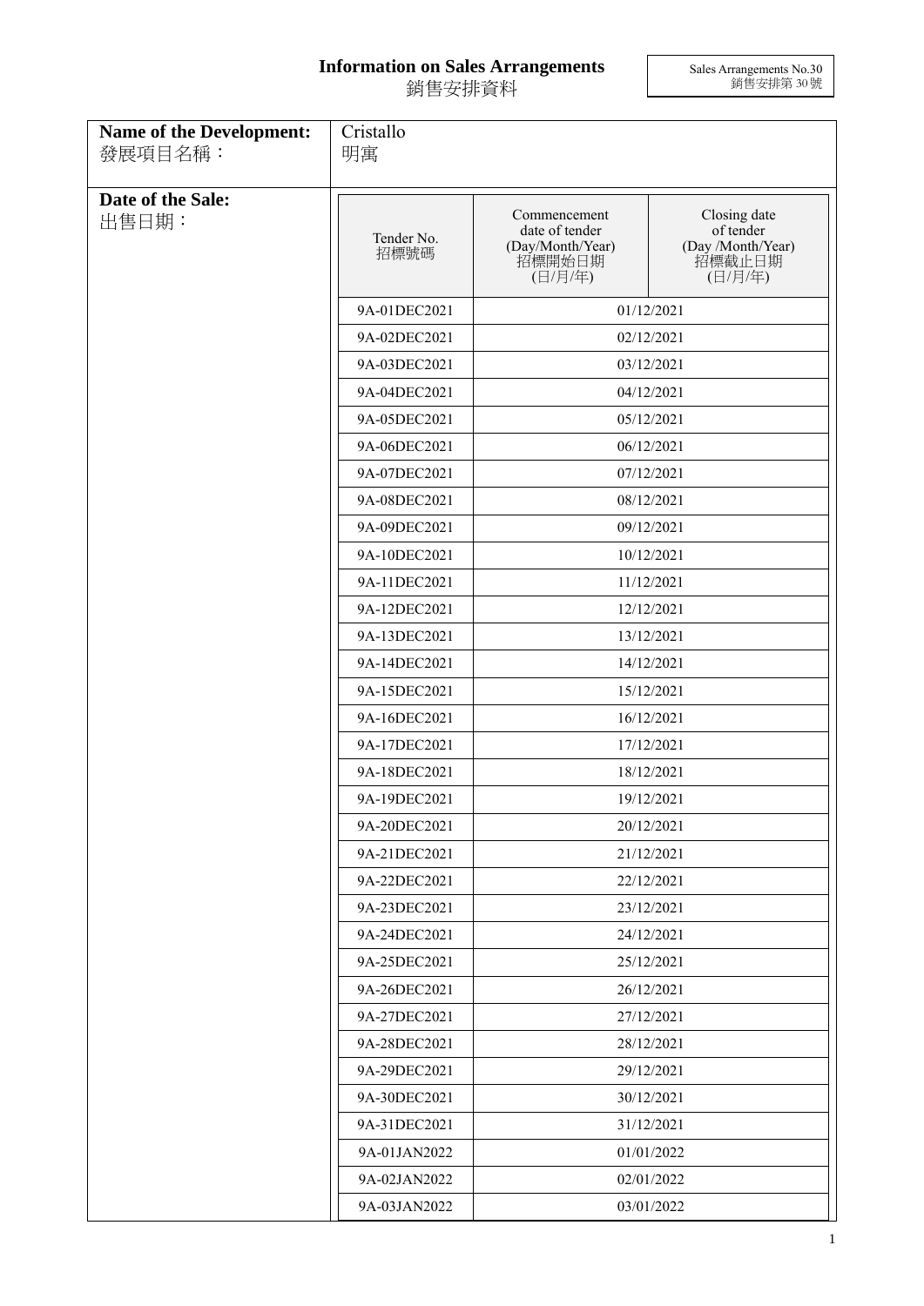# Information on Sales Arrangements
# 銷售安排資料

Sales Arrangements No.30
銷售安排第 30 號

| **Name of the Development:** 發展項目名稱： | Cristallo 明寓 |
|---|---|

**Date of the Sale:**
出售日期：

| Tender No. 招標號碼 | Commencement date of tender (Day/Month/Year) 招標開始日期 (日/月/年) | Closing date of tender (Day /Month/Year) 招標截止日期 (日/月/年) |
|---|---|---|
| 9A-01DEC2021 | 01/12/2021 | |
| 9A-02DEC2021 | 02/12/2021 | |
| 9A-03DEC2021 | 03/12/2021 | |
| 9A-04DEC2021 | 04/12/2021 | |
| 9A-05DEC2021 | 05/12/2021 | |
| 9A-06DEC2021 | 06/12/2021 | |
| 9A-07DEC2021 | 07/12/2021 | |
| 9A-08DEC2021 | 08/12/2021 | |
| 9A-09DEC2021 | 09/12/2021 | |
| 9A-10DEC2021 | 10/12/2021 | |
| 9A-11DEC2021 | 11/12/2021 | |
| 9A-12DEC2021 | 12/12/2021 | |
| 9A-13DEC2021 | 13/12/2021 | |
| 9A-14DEC2021 | 14/12/2021 | |
| 9A-15DEC2021 | 15/12/2021 | |
| 9A-16DEC2021 | 16/12/2021 | |
| 9A-17DEC2021 | 17/12/2021 | |
| 9A-18DEC2021 | 18/12/2021 | |
| 9A-19DEC2021 | 19/12/2021 | |
| 9A-20DEC2021 | 20/12/2021 | |
| 9A-21DEC2021 | 21/12/2021 | |
| 9A-22DEC2021 | 22/12/2021 | |
| 9A-23DEC2021 | 23/12/2021 | |
| 9A-24DEC2021 | 24/12/2021 | |
| 9A-25DEC2021 | 25/12/2021 | |
| 9A-26DEC2021 | 26/12/2021 | |
| 9A-27DEC2021 | 27/12/2021 | |
| 9A-28DEC2021 | 28/12/2021 | |
| 9A-29DEC2021 | 29/12/2021 | |
| 9A-30DEC2021 | 30/12/2021 | |
| 9A-31DEC2021 | 31/12/2021 | |
| 9A-01JAN2022 | 01/01/2022 | |
| 9A-02JAN2022 | 02/01/2022 | |
| 9A-03JAN2022 | 03/01/2022 | |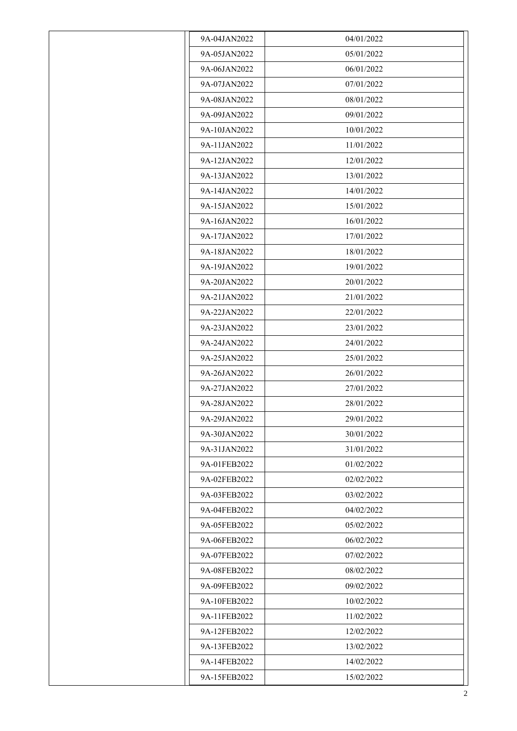| | | |
|---|---|---|
| | 9A-04JAN2022 | 04/01/2022 |
| | 9A-05JAN2022 | 05/01/2022 |
| | 9A-06JAN2022 | 06/01/2022 |
| | 9A-07JAN2022 | 07/01/2022 |
| | 9A-08JAN2022 | 08/01/2022 |
| | 9A-09JAN2022 | 09/01/2022 |
| | 9A-10JAN2022 | 10/01/2022 |
| | 9A-11JAN2022 | 11/01/2022 |
| | 9A-12JAN2022 | 12/01/2022 |
| | 9A-13JAN2022 | 13/01/2022 |
| | 9A-14JAN2022 | 14/01/2022 |
| | 9A-15JAN2022 | 15/01/2022 |
| | 9A-16JAN2022 | 16/01/2022 |
| | 9A-17JAN2022 | 17/01/2022 |
| | 9A-18JAN2022 | 18/01/2022 |
| | 9A-19JAN2022 | 19/01/2022 |
| | 9A-20JAN2022 | 20/01/2022 |
| | 9A-21JAN2022 | 21/01/2022 |
| | 9A-22JAN2022 | 22/01/2022 |
| | 9A-23JAN2022 | 23/01/2022 |
| | 9A-24JAN2022 | 24/01/2022 |
| | 9A-25JAN2022 | 25/01/2022 |
| | 9A-26JAN2022 | 26/01/2022 |
| | 9A-27JAN2022 | 27/01/2022 |
| | 9A-28JAN2022 | 28/01/2022 |
| | 9A-29JAN2022 | 29/01/2022 |
| | 9A-30JAN2022 | 30/01/2022 |
| | 9A-31JAN2022 | 31/01/2022 |
| | 9A-01FEB2022 | 01/02/2022 |
| | 9A-02FEB2022 | 02/02/2022 |
| | 9A-03FEB2022 | 03/02/2022 |
| | 9A-04FEB2022 | 04/02/2022 |
| | 9A-05FEB2022 | 05/02/2022 |
| | 9A-06FEB2022 | 06/02/2022 |
| | 9A-07FEB2022 | 07/02/2022 |
| | 9A-08FEB2022 | 08/02/2022 |
| | 9A-09FEB2022 | 09/02/2022 |
| | 9A-10FEB2022 | 10/02/2022 |
| | 9A-11FEB2022 | 11/02/2022 |
| | 9A-12FEB2022 | 12/02/2022 |
| | 9A-13FEB2022 | 13/02/2022 |
| | 9A-14FEB2022 | 14/02/2022 |
| | 9A-15FEB2022 | 15/02/2022 |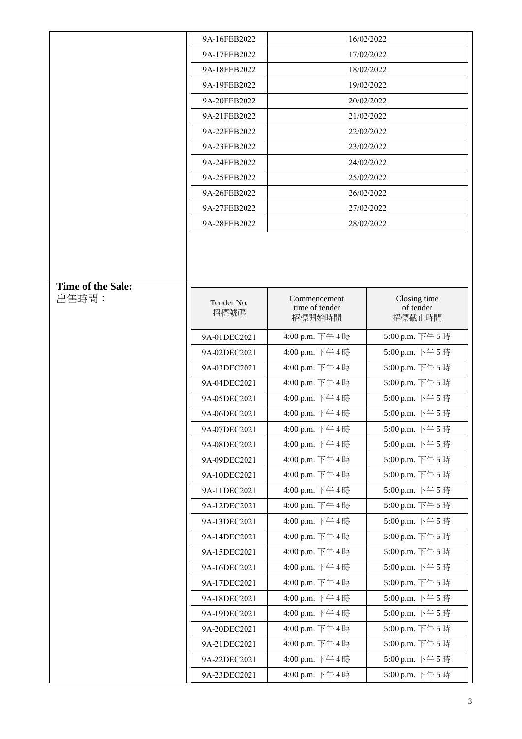| 9A-16FEB2022 | 16/02/2022 |
|---|---|
| 9A-17FEB2022 | 17/02/2022 |
| 9A-18FEB2022 | 18/02/2022 |
| 9A-19FEB2022 | 19/02/2022 |
| 9A-20FEB2022 | 20/02/2022 |
| 9A-21FEB2022 | 21/02/2022 |
| 9A-22FEB2022 | 22/02/2022 |
| 9A-23FEB2022 | 23/02/2022 |
| 9A-24FEB2022 | 24/02/2022 |
| 9A-25FEB2022 | 25/02/2022 |
| 9A-26FEB2022 | 26/02/2022 |
| 9A-27FEB2022 | 27/02/2022 |
| 9A-28FEB2022 | 28/02/2022 |

**Time of the Sale:**
出售時間：

| Tender No. 招標號碼 | Commencement time of tender 招標開始時間 | Closing time of tender 招標截止時間 |
|---|---|---|
| 9A-01DEC2021 | 4:00 p.m. 下午 4 時 | 5:00 p.m. 下午 5 時 |
| 9A-02DEC2021 | 4:00 p.m. 下午 4 時 | 5:00 p.m. 下午 5 時 |
| 9A-03DEC2021 | 4:00 p.m. 下午 4 時 | 5:00 p.m. 下午 5 時 |
| 9A-04DEC2021 | 4:00 p.m. 下午 4 時 | 5:00 p.m. 下午 5 時 |
| 9A-05DEC2021 | 4:00 p.m. 下午 4 時 | 5:00 p.m. 下午 5 時 |
| 9A-06DEC2021 | 4:00 p.m. 下午 4 時 | 5:00 p.m. 下午 5 時 |
| 9A-07DEC2021 | 4:00 p.m. 下午 4 時 | 5:00 p.m. 下午 5 時 |
| 9A-08DEC2021 | 4:00 p.m. 下午 4 時 | 5:00 p.m. 下午 5 時 |
| 9A-09DEC2021 | 4:00 p.m. 下午 4 時 | 5:00 p.m. 下午 5 時 |
| 9A-10DEC2021 | 4:00 p.m. 下午 4 時 | 5:00 p.m. 下午 5 時 |
| 9A-11DEC2021 | 4:00 p.m. 下午 4 時 | 5:00 p.m. 下午 5 時 |
| 9A-12DEC2021 | 4:00 p.m. 下午 4 時 | 5:00 p.m. 下午 5 時 |
| 9A-13DEC2021 | 4:00 p.m. 下午 4 時 | 5:00 p.m. 下午 5 時 |
| 9A-14DEC2021 | 4:00 p.m. 下午 4 時 | 5:00 p.m. 下午 5 時 |
| 9A-15DEC2021 | 4:00 p.m. 下午 4 時 | 5:00 p.m. 下午 5 時 |
| 9A-16DEC2021 | 4:00 p.m. 下午 4 時 | 5:00 p.m. 下午 5 時 |
| 9A-17DEC2021 | 4:00 p.m. 下午 4 時 | 5:00 p.m. 下午 5 時 |
| 9A-18DEC2021 | 4:00 p.m. 下午 4 時 | 5:00 p.m. 下午 5 時 |
| 9A-19DEC2021 | 4:00 p.m. 下午 4 時 | 5:00 p.m. 下午 5 時 |
| 9A-20DEC2021 | 4:00 p.m. 下午 4 時 | 5:00 p.m. 下午 5 時 |
| 9A-21DEC2021 | 4:00 p.m. 下午 4 時 | 5:00 p.m. 下午 5 時 |
| 9A-22DEC2021 | 4:00 p.m. 下午 4 時 | 5:00 p.m. 下午 5 時 |
| 9A-23DEC2021 | 4:00 p.m. 下午 4 時 | 5:00 p.m. 下午 5 時 |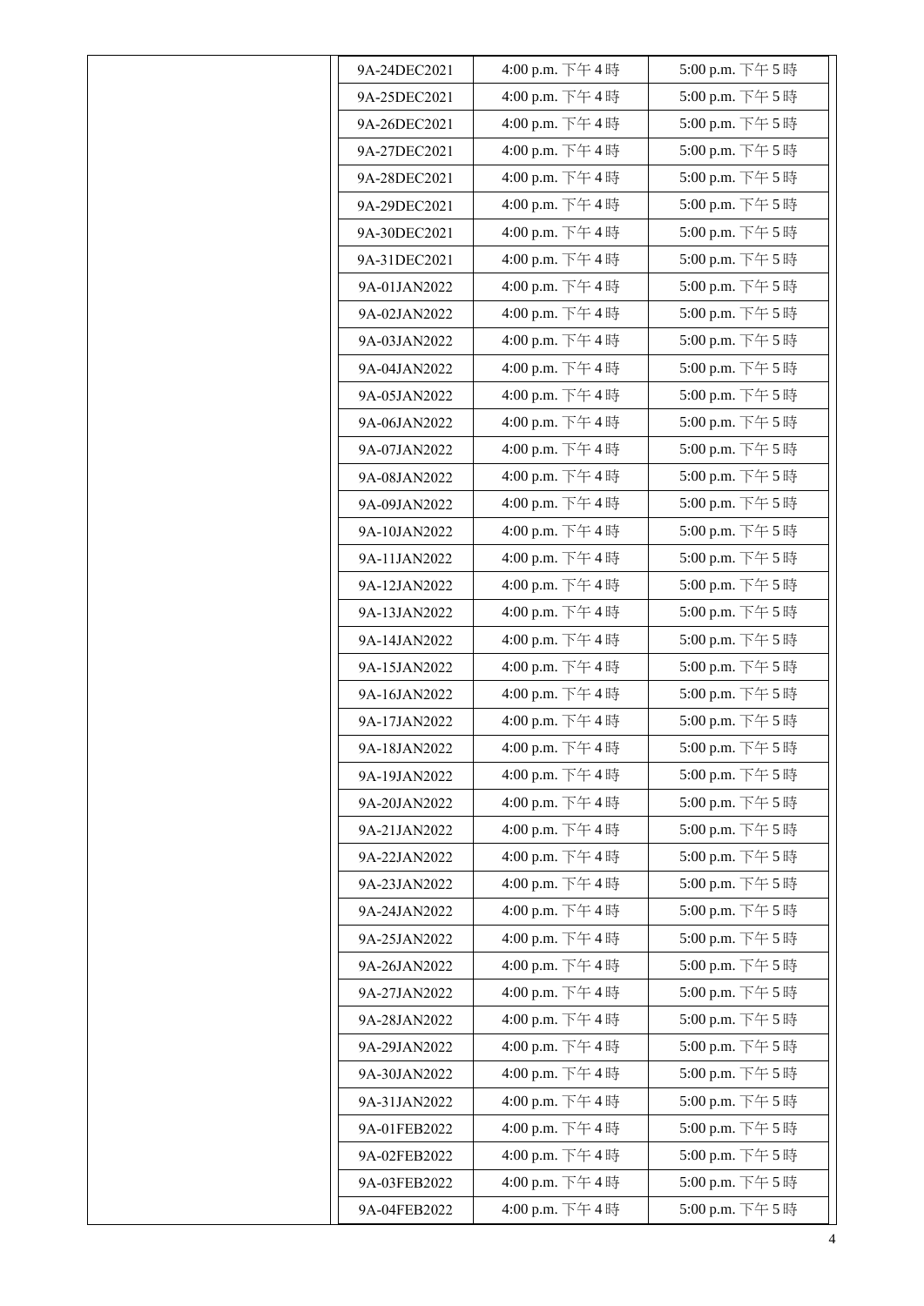| | 9A-24DEC2021 | 4:00 p.m. 下午 4 時 | 5:00 p.m. 下午 5 時 |
|---|---|---|---|
| | 9A-25DEC2021 | 4:00 p.m. 下午 4 時 | 5:00 p.m. 下午 5 時 |
| | 9A-26DEC2021 | 4:00 p.m. 下午 4 時 | 5:00 p.m. 下午 5 時 |
| | 9A-27DEC2021 | 4:00 p.m. 下午 4 時 | 5:00 p.m. 下午 5 時 |
| | 9A-28DEC2021 | 4:00 p.m. 下午 4 時 | 5:00 p.m. 下午 5 時 |
| | 9A-29DEC2021 | 4:00 p.m. 下午 4 時 | 5:00 p.m. 下午 5 時 |
| | 9A-30DEC2021 | 4:00 p.m. 下午 4 時 | 5:00 p.m. 下午 5 時 |
| | 9A-31DEC2021 | 4:00 p.m. 下午 4 時 | 5:00 p.m. 下午 5 時 |
| | 9A-01JAN2022 | 4:00 p.m. 下午 4 時 | 5:00 p.m. 下午 5 時 |
| | 9A-02JAN2022 | 4:00 p.m. 下午 4 時 | 5:00 p.m. 下午 5 時 |
| | 9A-03JAN2022 | 4:00 p.m. 下午 4 時 | 5:00 p.m. 下午 5 時 |
| | 9A-04JAN2022 | 4:00 p.m. 下午 4 時 | 5:00 p.m. 下午 5 時 |
| | 9A-05JAN2022 | 4:00 p.m. 下午 4 時 | 5:00 p.m. 下午 5 時 |
| | 9A-06JAN2022 | 4:00 p.m. 下午 4 時 | 5:00 p.m. 下午 5 時 |
| | 9A-07JAN2022 | 4:00 p.m. 下午 4 時 | 5:00 p.m. 下午 5 時 |
| | 9A-08JAN2022 | 4:00 p.m. 下午 4 時 | 5:00 p.m. 下午 5 時 |
| | 9A-09JAN2022 | 4:00 p.m. 下午 4 時 | 5:00 p.m. 下午 5 時 |
| | 9A-10JAN2022 | 4:00 p.m. 下午 4 時 | 5:00 p.m. 下午 5 時 |
| | 9A-11JAN2022 | 4:00 p.m. 下午 4 時 | 5:00 p.m. 下午 5 時 |
| | 9A-12JAN2022 | 4:00 p.m. 下午 4 時 | 5:00 p.m. 下午 5 時 |
| | 9A-13JAN2022 | 4:00 p.m. 下午 4 時 | 5:00 p.m. 下午 5 時 |
| | 9A-14JAN2022 | 4:00 p.m. 下午 4 時 | 5:00 p.m. 下午 5 時 |
| | 9A-15JAN2022 | 4:00 p.m. 下午 4 時 | 5:00 p.m. 下午 5 時 |
| | 9A-16JAN2022 | 4:00 p.m. 下午 4 時 | 5:00 p.m. 下午 5 時 |
| | 9A-17JAN2022 | 4:00 p.m. 下午 4 時 | 5:00 p.m. 下午 5 時 |
| | 9A-18JAN2022 | 4:00 p.m. 下午 4 時 | 5:00 p.m. 下午 5 時 |
| | 9A-19JAN2022 | 4:00 p.m. 下午 4 時 | 5:00 p.m. 下午 5 時 |
| | 9A-20JAN2022 | 4:00 p.m. 下午 4 時 | 5:00 p.m. 下午 5 時 |
| | 9A-21JAN2022 | 4:00 p.m. 下午 4 時 | 5:00 p.m. 下午 5 時 |
| | 9A-22JAN2022 | 4:00 p.m. 下午 4 時 | 5:00 p.m. 下午 5 時 |
| | 9A-23JAN2022 | 4:00 p.m. 下午 4 時 | 5:00 p.m. 下午 5 時 |
| | 9A-24JAN2022 | 4:00 p.m. 下午 4 時 | 5:00 p.m. 下午 5 時 |
| | 9A-25JAN2022 | 4:00 p.m. 下午 4 時 | 5:00 p.m. 下午 5 時 |
| | 9A-26JAN2022 | 4:00 p.m. 下午 4 時 | 5:00 p.m. 下午 5 時 |
| | 9A-27JAN2022 | 4:00 p.m. 下午 4 時 | 5:00 p.m. 下午 5 時 |
| | 9A-28JAN2022 | 4:00 p.m. 下午 4 時 | 5:00 p.m. 下午 5 時 |
| | 9A-29JAN2022 | 4:00 p.m. 下午 4 時 | 5:00 p.m. 下午 5 時 |
| | 9A-30JAN2022 | 4:00 p.m. 下午 4 時 | 5:00 p.m. 下午 5 時 |
| | 9A-31JAN2022 | 4:00 p.m. 下午 4 時 | 5:00 p.m. 下午 5 時 |
| | 9A-01FEB2022 | 4:00 p.m. 下午 4 時 | 5:00 p.m. 下午 5 時 |
| | 9A-02FEB2022 | 4:00 p.m. 下午 4 時 | 5:00 p.m. 下午 5 時 |
| | 9A-03FEB2022 | 4:00 p.m. 下午 4 時 | 5:00 p.m. 下午 5 時 |
| | 9A-04FEB2022 | 4:00 p.m. 下午 4 時 | 5:00 p.m. 下午 5 時 |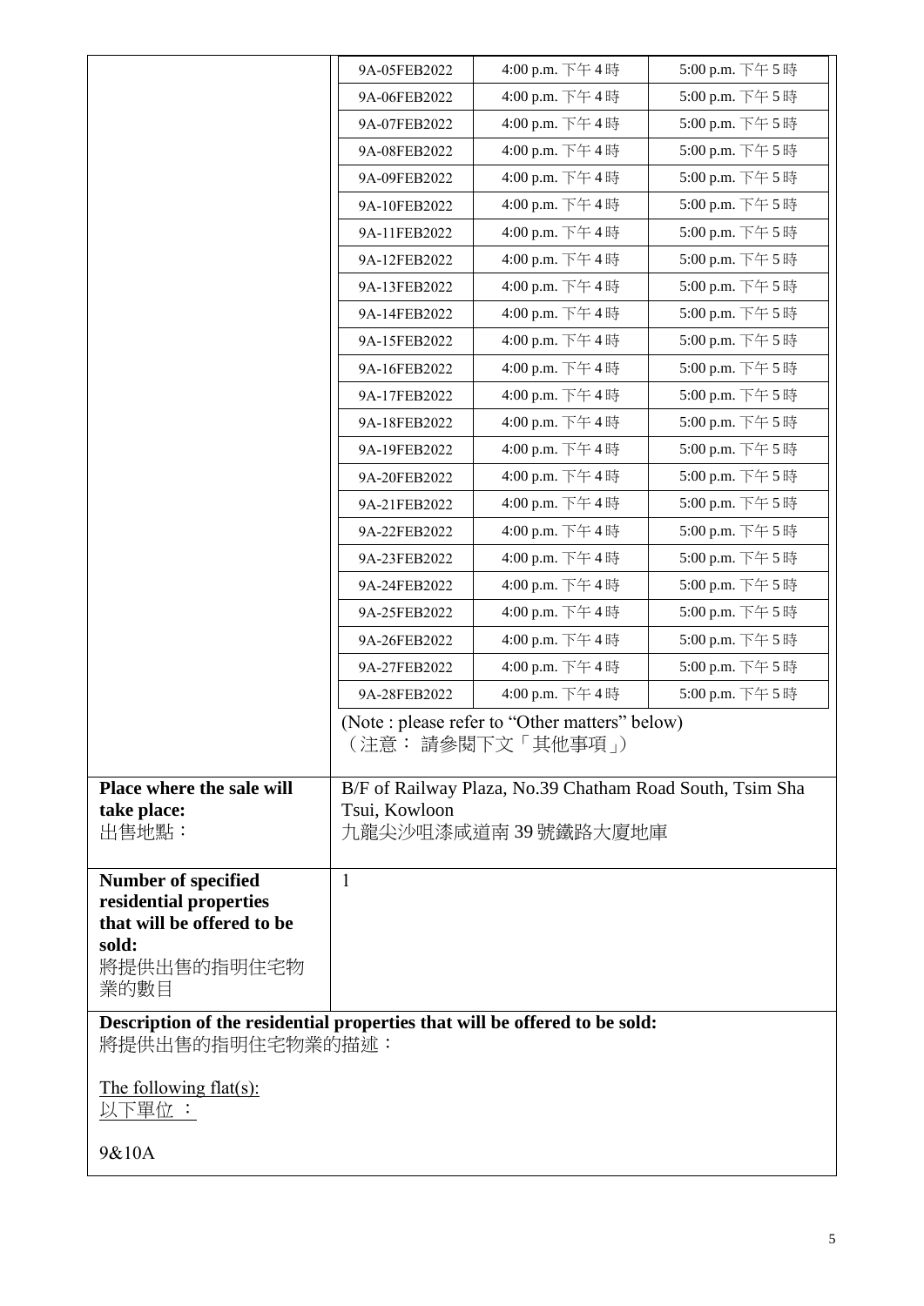|  | 9A-05FEB2022 | 4:00 p.m. 下午 4 時 | 5:00 p.m. 下午 5 時 |
|---|---|---|---|
|  | 9A-06FEB2022 | 4:00 p.m. 下午 4 時 | 5:00 p.m. 下午 5 時 |
|  | 9A-07FEB2022 | 4:00 p.m. 下午 4 時 | 5:00 p.m. 下午 5 時 |
|  | 9A-08FEB2022 | 4:00 p.m. 下午 4 時 | 5:00 p.m. 下午 5 時 |
|  | 9A-09FEB2022 | 4:00 p.m. 下午 4 時 | 5:00 p.m. 下午 5 時 |
|  | 9A-10FEB2022 | 4:00 p.m. 下午 4 時 | 5:00 p.m. 下午 5 時 |
|  | 9A-11FEB2022 | 4:00 p.m. 下午 4 時 | 5:00 p.m. 下午 5 時 |
|  | 9A-12FEB2022 | 4:00 p.m. 下午 4 時 | 5:00 p.m. 下午 5 時 |
|  | 9A-13FEB2022 | 4:00 p.m. 下午 4 時 | 5:00 p.m. 下午 5 時 |
|  | 9A-14FEB2022 | 4:00 p.m. 下午 4 時 | 5:00 p.m. 下午 5 時 |
|  | 9A-15FEB2022 | 4:00 p.m. 下午 4 時 | 5:00 p.m. 下午 5 時 |
|  | 9A-16FEB2022 | 4:00 p.m. 下午 4 時 | 5:00 p.m. 下午 5 時 |
|  | 9A-17FEB2022 | 4:00 p.m. 下午 4 時 | 5:00 p.m. 下午 5 時 |
|  | 9A-18FEB2022 | 4:00 p.m. 下午 4 時 | 5:00 p.m. 下午 5 時 |
|  | 9A-19FEB2022 | 4:00 p.m. 下午 4 時 | 5:00 p.m. 下午 5 時 |
|  | 9A-20FEB2022 | 4:00 p.m. 下午 4 時 | 5:00 p.m. 下午 5 時 |
|  | 9A-21FEB2022 | 4:00 p.m. 下午 4 時 | 5:00 p.m. 下午 5 時 |
|  | 9A-22FEB2022 | 4:00 p.m. 下午 4 時 | 5:00 p.m. 下午 5 時 |
|  | 9A-23FEB2022 | 4:00 p.m. 下午 4 時 | 5:00 p.m. 下午 5 時 |
|  | 9A-24FEB2022 | 4:00 p.m. 下午 4 時 | 5:00 p.m. 下午 5 時 |
|  | 9A-25FEB2022 | 4:00 p.m. 下午 4 時 | 5:00 p.m. 下午 5 時 |
|  | 9A-26FEB2022 | 4:00 p.m. 下午 4 時 | 5:00 p.m. 下午 5 時 |
|  | 9A-27FEB2022 | 4:00 p.m. 下午 4 時 | 5:00 p.m. 下午 5 時 |
|  | 9A-28FEB2022 | 4:00 p.m. 下午 4 時 | 5:00 p.m. 下午 5 時 |
|  | (Note : please refer to "Other matters" below)<br>（注意： 請參閱下文「其他事項」） | | |
| **Place where the sale will take place:**<br>出售地點： | B/F of Railway Plaza, No.39 Chatham Road South, Tsim Sha Tsui, Kowloon<br>九龍尖沙咀漆咸道南 39 號鐵路大廈地庫 | | |
| **Number of specified residential properties that will be offered to be sold:**<br>將提供出售的指明住宅物業的數目 | 1 | | |

**Description of the residential properties that will be offered to be sold:**
將提供出售的指明住宅物業的描述：

The following flat(s):
以下單位 ：

9&10A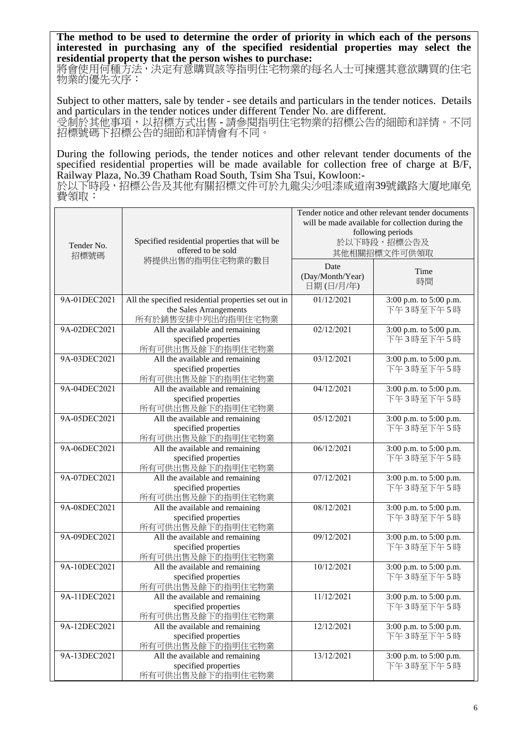**The method to be used to determine the order of priority in which each of the persons interested in purchasing any of the specified residential properties may select the residential property that the person wishes to purchase:**
將會使用何種方法，決定有意購買該等指明住宅物業的每名人士可揀選其意欲購買的住宅物業的優先次序：

Subject to other matters, sale by tender - see details and particulars in the tender notices. Details and particulars in the tender notices under different Tender No. are different.
受制於其他事項，以招標方式出售 - 請參閱指明住宅物業的招標公告的細節和詳情。不同招標號碼下招標公告的細節和詳情會有不同。

During the following periods, the tender notices and other relevant tender documents of the specified residential properties will be made available for collection free of charge at B/F, Railway Plaza, No.39 Chatham Road South, Tsim Sha Tsui, Kowloon:-
於以下時段，招標公告及其他有關招標文件可於九龍尖沙咀漆咸道南39號鐵路大廈地庫免費領取：

| Tender No. 招標號碼 | Specified residential properties that will be offered to be sold 將提供出售的指明住宅物業的數目 | Tender notice and other relevant tender documents will be made available for collection during the following periods 於以下時段，招標公告及其他相關招標文件可供領取 | |
|---|---|---|---|
| | | Date (Day/Month/Year) 日期 (日/月/年) | Time 時間 |
| 9A-01DEC2021 | All the specified residential properties set out in the Sales Arrangements 所有於銷售安排中列出的指明住宅物業 | 01/12/2021 | 3:00 p.m. to 5:00 p.m. 下午3時至下午5時 |
| 9A-02DEC2021 | All the available and remaining specified properties 所有可供出售及餘下的指明住宅物業 | 02/12/2021 | 3:00 p.m. to 5:00 p.m. 下午3時至下午5時 |
| 9A-03DEC2021 | All the available and remaining specified properties 所有可供出售及餘下的指明住宅物業 | 03/12/2021 | 3:00 p.m. to 5:00 p.m. 下午3時至下午5時 |
| 9A-04DEC2021 | All the available and remaining specified properties 所有可供出售及餘下的指明住宅物業 | 04/12/2021 | 3:00 p.m. to 5:00 p.m. 下午3時至下午5時 |
| 9A-05DEC2021 | All the available and remaining specified properties 所有可供出售及餘下的指明住宅物業 | 05/12/2021 | 3:00 p.m. to 5:00 p.m. 下午3時至下午5時 |
| 9A-06DEC2021 | All the available and remaining specified properties 所有可供出售及餘下的指明住宅物業 | 06/12/2021 | 3:00 p.m. to 5:00 p.m. 下午3時至下午5時 |
| 9A-07DEC2021 | All the available and remaining specified properties 所有可供出售及餘下的指明住宅物業 | 07/12/2021 | 3:00 p.m. to 5:00 p.m. 下午3時至下午5時 |
| 9A-08DEC2021 | All the available and remaining specified properties 所有可供出售及餘下的指明住宅物業 | 08/12/2021 | 3:00 p.m. to 5:00 p.m. 下午3時至下午5時 |
| 9A-09DEC2021 | All the available and remaining specified properties 所有可供出售及餘下的指明住宅物業 | 09/12/2021 | 3:00 p.m. to 5:00 p.m. 下午3時至下午5時 |
| 9A-10DEC2021 | All the available and remaining specified properties 所有可供出售及餘下的指明住宅物業 | 10/12/2021 | 3:00 p.m. to 5:00 p.m. 下午3時至下午5時 |
| 9A-11DEC2021 | All the available and remaining specified properties 所有可供出售及餘下的指明住宅物業 | 11/12/2021 | 3:00 p.m. to 5:00 p.m. 下午3時至下午5時 |
| 9A-12DEC2021 | All the available and remaining specified properties 所有可供出售及餘下的指明住宅物業 | 12/12/2021 | 3:00 p.m. to 5:00 p.m. 下午3時至下午5時 |
| 9A-13DEC2021 | All the available and remaining specified properties 所有可供出售及餘下的指明住宅物業 | 13/12/2021 | 3:00 p.m. to 5:00 p.m. 下午3時至下午5時 |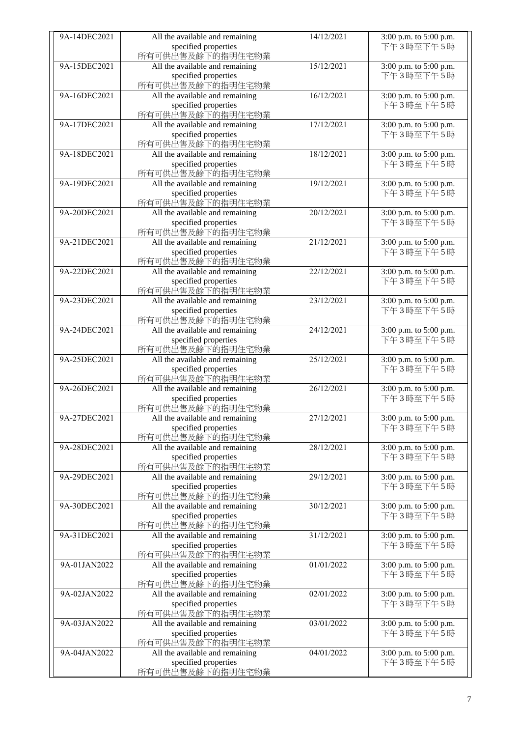| 9A-14DEC2021 | All the available and remaining specified properties 所有可供出售及餘下的指明住宅物業 | 14/12/2021 | 3:00 p.m. to 5:00 p.m. 下午 3 時至下午 5 時 |
|---|---|---|---|
| 9A-15DEC2021 | All the available and remaining specified properties 所有可供出售及餘下的指明住宅物業 | 15/12/2021 | 3:00 p.m. to 5:00 p.m. 下午 3 時至下午 5 時 |
| 9A-16DEC2021 | All the available and remaining specified properties 所有可供出售及餘下的指明住宅物業 | 16/12/2021 | 3:00 p.m. to 5:00 p.m. 下午 3 時至下午 5 時 |
| 9A-17DEC2021 | All the available and remaining specified properties 所有可供出售及餘下的指明住宅物業 | 17/12/2021 | 3:00 p.m. to 5:00 p.m. 下午 3 時至下午 5 時 |
| 9A-18DEC2021 | All the available and remaining specified properties 所有可供出售及餘下的指明住宅物業 | 18/12/2021 | 3:00 p.m. to 5:00 p.m. 下午 3 時至下午 5 時 |
| 9A-19DEC2021 | All the available and remaining specified properties 所有可供出售及餘下的指明住宅物業 | 19/12/2021 | 3:00 p.m. to 5:00 p.m. 下午 3 時至下午 5 時 |
| 9A-20DEC2021 | All the available and remaining specified properties 所有可供出售及餘下的指明住宅物業 | 20/12/2021 | 3:00 p.m. to 5:00 p.m. 下午 3 時至下午 5 時 |
| 9A-21DEC2021 | All the available and remaining specified properties 所有可供出售及餘下的指明住宅物業 | 21/12/2021 | 3:00 p.m. to 5:00 p.m. 下午 3 時至下午 5 時 |
| 9A-22DEC2021 | All the available and remaining specified properties 所有可供出售及餘下的指明住宅物業 | 22/12/2021 | 3:00 p.m. to 5:00 p.m. 下午 3 時至下午 5 時 |
| 9A-23DEC2021 | All the available and remaining specified properties 所有可供出售及餘下的指明住宅物業 | 23/12/2021 | 3:00 p.m. to 5:00 p.m. 下午 3 時至下午 5 時 |
| 9A-24DEC2021 | All the available and remaining specified properties 所有可供出售及餘下的指明住宅物業 | 24/12/2021 | 3:00 p.m. to 5:00 p.m. 下午 3 時至下午 5 時 |
| 9A-25DEC2021 | All the available and remaining specified properties 所有可供出售及餘下的指明住宅物業 | 25/12/2021 | 3:00 p.m. to 5:00 p.m. 下午 3 時至下午 5 時 |
| 9A-26DEC2021 | All the available and remaining specified properties 所有可供出售及餘下的指明住宅物業 | 26/12/2021 | 3:00 p.m. to 5:00 p.m. 下午 3 時至下午 5 時 |
| 9A-27DEC2021 | All the available and remaining specified properties 所有可供出售及餘下的指明住宅物業 | 27/12/2021 | 3:00 p.m. to 5:00 p.m. 下午 3 時至下午 5 時 |
| 9A-28DEC2021 | All the available and remaining specified properties 所有可供出售及餘下的指明住宅物業 | 28/12/2021 | 3:00 p.m. to 5:00 p.m. 下午 3 時至下午 5 時 |
| 9A-29DEC2021 | All the available and remaining specified properties 所有可供出售及餘下的指明住宅物業 | 29/12/2021 | 3:00 p.m. to 5:00 p.m. 下午 3 時至下午 5 時 |
| 9A-30DEC2021 | All the available and remaining specified properties 所有可供出售及餘下的指明住宅物業 | 30/12/2021 | 3:00 p.m. to 5:00 p.m. 下午 3 時至下午 5 時 |
| 9A-31DEC2021 | All the available and remaining specified properties 所有可供出售及餘下的指明住宅物業 | 31/12/2021 | 3:00 p.m. to 5:00 p.m. 下午 3 時至下午 5 時 |
| 9A-01JAN2022 | All the available and remaining specified properties 所有可供出售及餘下的指明住宅物業 | 01/01/2022 | 3:00 p.m. to 5:00 p.m. 下午 3 時至下午 5 時 |
| 9A-02JAN2022 | All the available and remaining specified properties 所有可供出售及餘下的指明住宅物業 | 02/01/2022 | 3:00 p.m. to 5:00 p.m. 下午 3 時至下午 5 時 |
| 9A-03JAN2022 | All the available and remaining specified properties 所有可供出售及餘下的指明住宅物業 | 03/01/2022 | 3:00 p.m. to 5:00 p.m. 下午 3 時至下午 5 時 |
| 9A-04JAN2022 | All the available and remaining specified properties 所有可供出售及餘下的指明住宅物業 | 04/01/2022 | 3:00 p.m. to 5:00 p.m. 下午 3 時至下午 5 時 |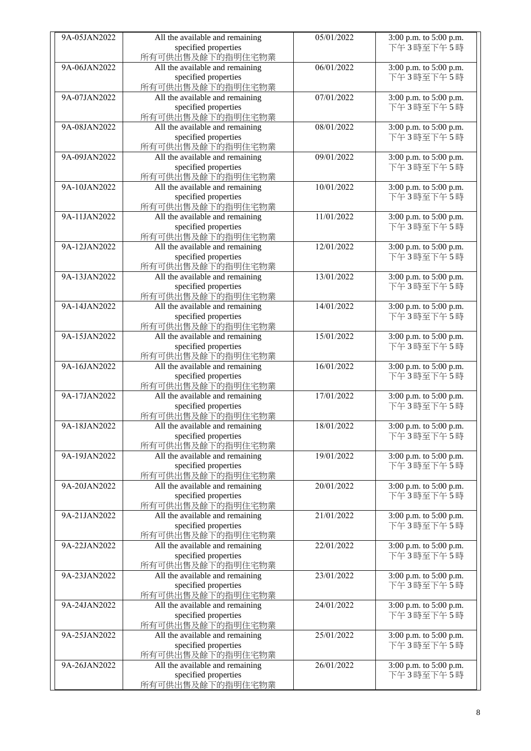| | | | |
|---|---|---|---|
| 9A-05JAN2022 | All the available and remaining specified properties 所有可供出售及餘下的指明住宅物業 | 05/01/2022 | 3:00 p.m. to 5:00 p.m. 下午 3 時至下午 5 時 |
| 9A-06JAN2022 | All the available and remaining specified properties 所有可供出售及餘下的指明住宅物業 | 06/01/2022 | 3:00 p.m. to 5:00 p.m. 下午 3 時至下午 5 時 |
| 9A-07JAN2022 | All the available and remaining specified properties 所有可供出售及餘下的指明住宅物業 | 07/01/2022 | 3:00 p.m. to 5:00 p.m. 下午 3 時至下午 5 時 |
| 9A-08JAN2022 | All the available and remaining specified properties 所有可供出售及餘下的指明住宅物業 | 08/01/2022 | 3:00 p.m. to 5:00 p.m. 下午 3 時至下午 5 時 |
| 9A-09JAN2022 | All the available and remaining specified properties 所有可供出售及餘下的指明住宅物業 | 09/01/2022 | 3:00 p.m. to 5:00 p.m. 下午 3 時至下午 5 時 |
| 9A-10JAN2022 | All the available and remaining specified properties 所有可供出售及餘下的指明住宅物業 | 10/01/2022 | 3:00 p.m. to 5:00 p.m. 下午 3 時至下午 5 時 |
| 9A-11JAN2022 | All the available and remaining specified properties 所有可供出售及餘下的指明住宅物業 | 11/01/2022 | 3:00 p.m. to 5:00 p.m. 下午 3 時至下午 5 時 |
| 9A-12JAN2022 | All the available and remaining specified properties 所有可供出售及餘下的指明住宅物業 | 12/01/2022 | 3:00 p.m. to 5:00 p.m. 下午 3 時至下午 5 時 |
| 9A-13JAN2022 | All the available and remaining specified properties 所有可供出售及餘下的指明住宅物業 | 13/01/2022 | 3:00 p.m. to 5:00 p.m. 下午 3 時至下午 5 時 |
| 9A-14JAN2022 | All the available and remaining specified properties 所有可供出售及餘下的指明住宅物業 | 14/01/2022 | 3:00 p.m. to 5:00 p.m. 下午 3 時至下午 5 時 |
| 9A-15JAN2022 | All the available and remaining specified properties 所有可供出售及餘下的指明住宅物業 | 15/01/2022 | 3:00 p.m. to 5:00 p.m. 下午 3 時至下午 5 時 |
| 9A-16JAN2022 | All the available and remaining specified properties 所有可供出售及餘下的指明住宅物業 | 16/01/2022 | 3:00 p.m. to 5:00 p.m. 下午 3 時至下午 5 時 |
| 9A-17JAN2022 | All the available and remaining specified properties 所有可供出售及餘下的指明住宅物業 | 17/01/2022 | 3:00 p.m. to 5:00 p.m. 下午 3 時至下午 5 時 |
| 9A-18JAN2022 | All the available and remaining specified properties 所有可供出售及餘下的指明住宅物業 | 18/01/2022 | 3:00 p.m. to 5:00 p.m. 下午 3 時至下午 5 時 |
| 9A-19JAN2022 | All the available and remaining specified properties 所有可供出售及餘下的指明住宅物業 | 19/01/2022 | 3:00 p.m. to 5:00 p.m. 下午 3 時至下午 5 時 |
| 9A-20JAN2022 | All the available and remaining specified properties 所有可供出售及餘下的指明住宅物業 | 20/01/2022 | 3:00 p.m. to 5:00 p.m. 下午 3 時至下午 5 時 |
| 9A-21JAN2022 | All the available and remaining specified properties 所有可供出售及餘下的指明住宅物業 | 21/01/2022 | 3:00 p.m. to 5:00 p.m. 下午 3 時至下午 5 時 |
| 9A-22JAN2022 | All the available and remaining specified properties 所有可供出售及餘下的指明住宅物業 | 22/01/2022 | 3:00 p.m. to 5:00 p.m. 下午 3 時至下午 5 時 |
| 9A-23JAN2022 | All the available and remaining specified properties 所有可供出售及餘下的指明住宅物業 | 23/01/2022 | 3:00 p.m. to 5:00 p.m. 下午 3 時至下午 5 時 |
| 9A-24JAN2022 | All the available and remaining specified properties 所有可供出售及餘下的指明住宅物業 | 24/01/2022 | 3:00 p.m. to 5:00 p.m. 下午 3 時至下午 5 時 |
| 9A-25JAN2022 | All the available and remaining specified properties 所有可供出售及餘下的指明住宅物業 | 25/01/2022 | 3:00 p.m. to 5:00 p.m. 下午 3 時至下午 5 時 |
| 9A-26JAN2022 | All the available and remaining specified properties 所有可供出售及餘下的指明住宅物業 | 26/01/2022 | 3:00 p.m. to 5:00 p.m. 下午 3 時至下午 5 時 |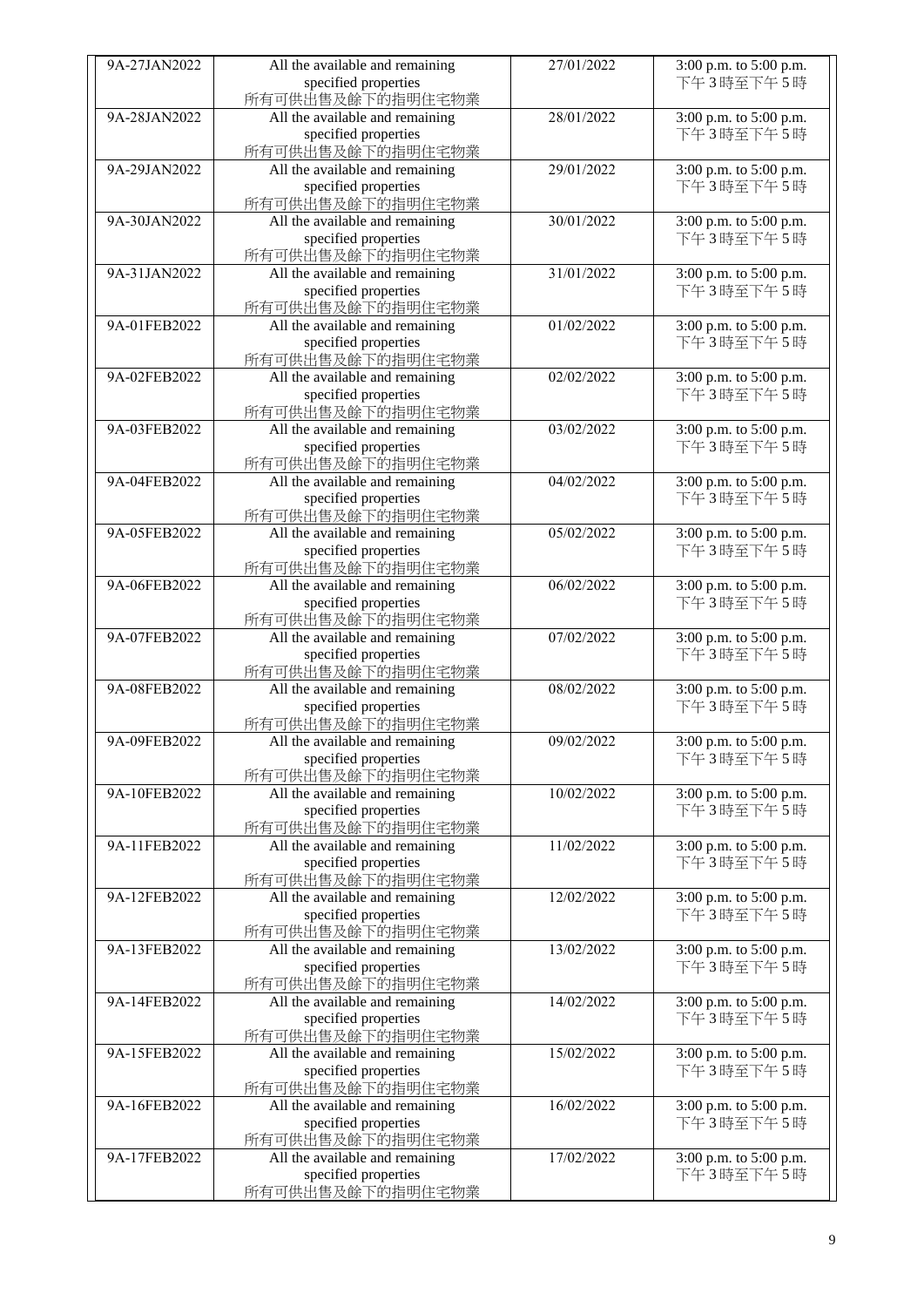| 9A-27JAN2022 | All the available and remaining specified properties 所有可供出售及餘下的指明住宅物業 | 27/01/2022 | 3:00 p.m. to 5:00 p.m. 下午 3 時至下午 5 時 |
|---|---|---|---|
| 9A-28JAN2022 | All the available and remaining specified properties 所有可供出售及餘下的指明住宅物業 | 28/01/2022 | 3:00 p.m. to 5:00 p.m. 下午 3 時至下午 5 時 |
| 9A-29JAN2022 | All the available and remaining specified properties 所有可供出售及餘下的指明住宅物業 | 29/01/2022 | 3:00 p.m. to 5:00 p.m. 下午 3 時至下午 5 時 |
| 9A-30JAN2022 | All the available and remaining specified properties 所有可供出售及餘下的指明住宅物業 | 30/01/2022 | 3:00 p.m. to 5:00 p.m. 下午 3 時至下午 5 時 |
| 9A-31JAN2022 | All the available and remaining specified properties 所有可供出售及餘下的指明住宅物業 | 31/01/2022 | 3:00 p.m. to 5:00 p.m. 下午 3 時至下午 5 時 |
| 9A-01FEB2022 | All the available and remaining specified properties 所有可供出售及餘下的指明住宅物業 | 01/02/2022 | 3:00 p.m. to 5:00 p.m. 下午 3 時至下午 5 時 |
| 9A-02FEB2022 | All the available and remaining specified properties 所有可供出售及餘下的指明住宅物業 | 02/02/2022 | 3:00 p.m. to 5:00 p.m. 下午 3 時至下午 5 時 |
| 9A-03FEB2022 | All the available and remaining specified properties 所有可供出售及餘下的指明住宅物業 | 03/02/2022 | 3:00 p.m. to 5:00 p.m. 下午 3 時至下午 5 時 |
| 9A-04FEB2022 | All the available and remaining specified properties 所有可供出售及餘下的指明住宅物業 | 04/02/2022 | 3:00 p.m. to 5:00 p.m. 下午 3 時至下午 5 時 |
| 9A-05FEB2022 | All the available and remaining specified properties 所有可供出售及餘下的指明住宅物業 | 05/02/2022 | 3:00 p.m. to 5:00 p.m. 下午 3 時至下午 5 時 |
| 9A-06FEB2022 | All the available and remaining specified properties 所有可供出售及餘下的指明住宅物業 | 06/02/2022 | 3:00 p.m. to 5:00 p.m. 下午 3 時至下午 5 時 |
| 9A-07FEB2022 | All the available and remaining specified properties 所有可供出售及餘下的指明住宅物業 | 07/02/2022 | 3:00 p.m. to 5:00 p.m. 下午 3 時至下午 5 時 |
| 9A-08FEB2022 | All the available and remaining specified properties 所有可供出售及餘下的指明住宅物業 | 08/02/2022 | 3:00 p.m. to 5:00 p.m. 下午 3 時至下午 5 時 |
| 9A-09FEB2022 | All the available and remaining specified properties 所有可供出售及餘下的指明住宅物業 | 09/02/2022 | 3:00 p.m. to 5:00 p.m. 下午 3 時至下午 5 時 |
| 9A-10FEB2022 | All the available and remaining specified properties 所有可供出售及餘下的指明住宅物業 | 10/02/2022 | 3:00 p.m. to 5:00 p.m. 下午 3 時至下午 5 時 |
| 9A-11FEB2022 | All the available and remaining specified properties 所有可供出售及餘下的指明住宅物業 | 11/02/2022 | 3:00 p.m. to 5:00 p.m. 下午 3 時至下午 5 時 |
| 9A-12FEB2022 | All the available and remaining specified properties 所有可供出售及餘下的指明住宅物業 | 12/02/2022 | 3:00 p.m. to 5:00 p.m. 下午 3 時至下午 5 時 |
| 9A-13FEB2022 | All the available and remaining specified properties 所有可供出售及餘下的指明住宅物業 | 13/02/2022 | 3:00 p.m. to 5:00 p.m. 下午 3 時至下午 5 時 |
| 9A-14FEB2022 | All the available and remaining specified properties 所有可供出售及餘下的指明住宅物業 | 14/02/2022 | 3:00 p.m. to 5:00 p.m. 下午 3 時至下午 5 時 |
| 9A-15FEB2022 | All the available and remaining specified properties 所有可供出售及餘下的指明住宅物業 | 15/02/2022 | 3:00 p.m. to 5:00 p.m. 下午 3 時至下午 5 時 |
| 9A-16FEB2022 | All the available and remaining specified properties 所有可供出售及餘下的指明住宅物業 | 16/02/2022 | 3:00 p.m. to 5:00 p.m. 下午 3 時至下午 5 時 |
| 9A-17FEB2022 | All the available and remaining specified properties 所有可供出售及餘下的指明住宅物業 | 17/02/2022 | 3:00 p.m. to 5:00 p.m. 下午 3 時至下午 5 時 |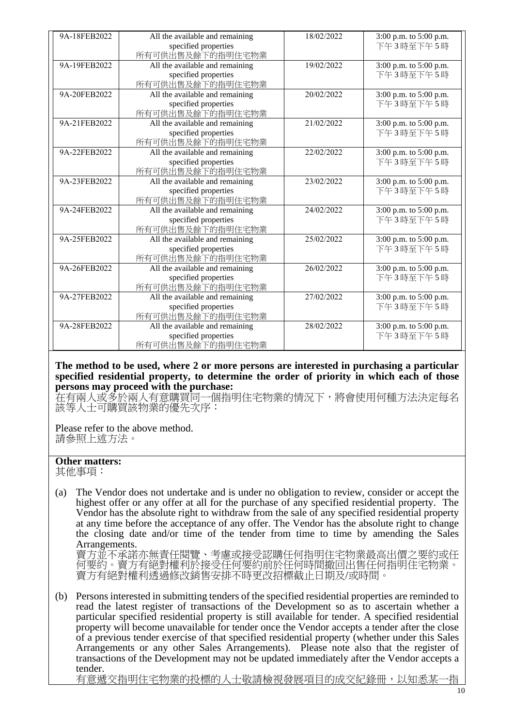| 9A-18FEB2022 | All the available and remaining specified properties 所有可供出售及餘下的指明住宅物業 | 18/02/2022 | 3:00 p.m. to 5:00 p.m. 下午3時至下午5時 |
|---|---|---|---|
| 9A-19FEB2022 | All the available and remaining specified properties 所有可供出售及餘下的指明住宅物業 | 19/02/2022 | 3:00 p.m. to 5:00 p.m. 下午3時至下午5時 |
| 9A-20FEB2022 | All the available and remaining specified properties 所有可供出售及餘下的指明住宅物業 | 20/02/2022 | 3:00 p.m. to 5:00 p.m. 下午3時至下午5時 |
| 9A-21FEB2022 | All the available and remaining specified properties 所有可供出售及餘下的指明住宅物業 | 21/02/2022 | 3:00 p.m. to 5:00 p.m. 下午3時至下午5時 |
| 9A-22FEB2022 | All the available and remaining specified properties 所有可供出售及餘下的指明住宅物業 | 22/02/2022 | 3:00 p.m. to 5:00 p.m. 下午3時至下午5時 |
| 9A-23FEB2022 | All the available and remaining specified properties 所有可供出售及餘下的指明住宅物業 | 23/02/2022 | 3:00 p.m. to 5:00 p.m. 下午3時至下午5時 |
| 9A-24FEB2022 | All the available and remaining specified properties 所有可供出售及餘下的指明住宅物業 | 24/02/2022 | 3:00 p.m. to 5:00 p.m. 下午3時至下午5時 |
| 9A-25FEB2022 | All the available and remaining specified properties 所有可供出售及餘下的指明住宅物業 | 25/02/2022 | 3:00 p.m. to 5:00 p.m. 下午3時至下午5時 |
| 9A-26FEB2022 | All the available and remaining specified properties 所有可供出售及餘下的指明住宅物業 | 26/02/2022 | 3:00 p.m. to 5:00 p.m. 下午3時至下午5時 |
| 9A-27FEB2022 | All the available and remaining specified properties 所有可供出售及餘下的指明住宅物業 | 27/02/2022 | 3:00 p.m. to 5:00 p.m. 下午3時至下午5時 |
| 9A-28FEB2022 | All the available and remaining specified properties 所有可供出售及餘下的指明住宅物業 | 28/02/2022 | 3:00 p.m. to 5:00 p.m. 下午3時至下午5時 |

**The method to be used, where 2 or more persons are interested in purchasing a particular specified residential property, to determine the order of priority in which each of those persons may proceed with the purchase:**
在有兩人或多於兩人有意購買同一個指明住宅物業的情況下，將會使用何種方法決定每名該等人士可購買該物業的優先次序：

Please refer to the above method.
請參照上述方法。

**Other matters:**
其他事項：

(a) The Vendor does not undertake and is under no obligation to review, consider or accept the highest offer or any offer at all for the purchase of any specified residential property. The Vendor has the absolute right to withdraw from the sale of any specified residential property at any time before the acceptance of any offer. The Vendor has the absolute right to change the closing date and/or time of the tender from time to time by amending the Sales Arrangements.
賣方並不承諾亦無責任閱覽、考慮或接受認購任何指明住宅物業最高出價之要約或任何要約。賣方有絕對權利於接受任何要約前於任何時間撤回出售任何指明住宅物業。賣方有絕對權利透過修改銷售安排不時更改招標截止日期及/或時間。

(b) Persons interested in submitting tenders of the specified residential properties are reminded to read the latest register of transactions of the Development so as to ascertain whether a particular specified residential property is still available for tender. A specified residential property will become unavailable for tender once the Vendor accepts a tender after the close of a previous tender exercise of that specified residential property (whether under this Sales Arrangements or any other Sales Arrangements). Please note also that the register of transactions of the Development may not be updated immediately after the Vendor accepts a tender.
有意遞交指明住宅物業的投標的人士敬請檢視發展項目的成交紀錄冊，以知悉某一指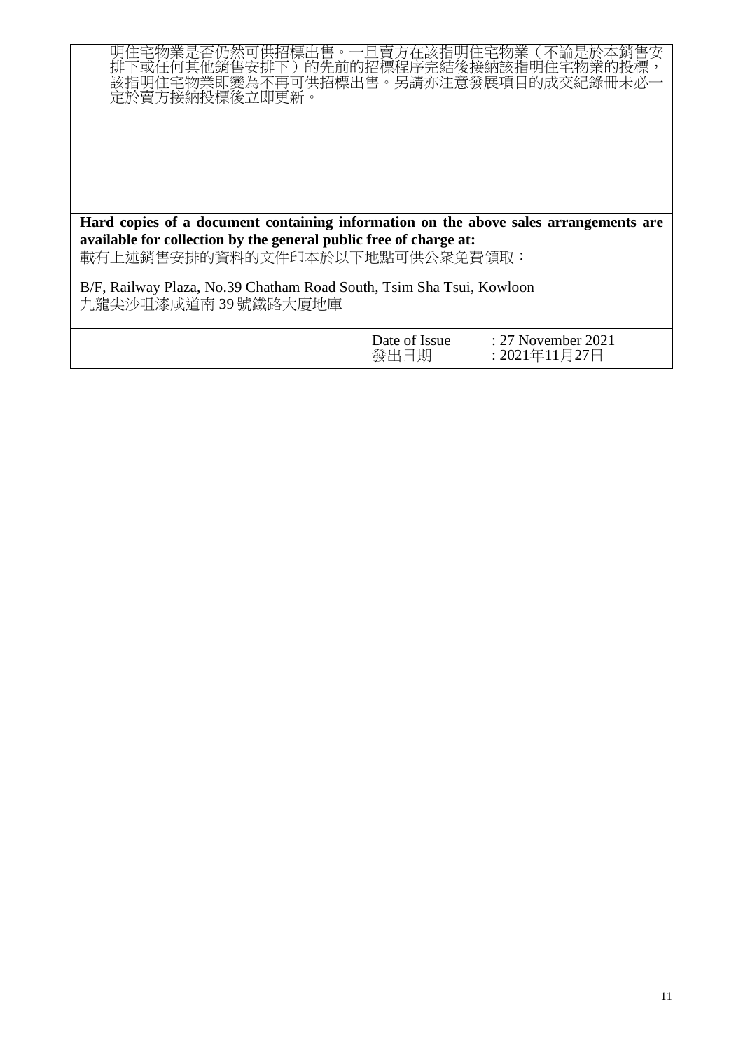明住宅物業是否仍然可供招標出售。一旦賣方在該指明住宅物業（不論是於本銷售安排下或任何其他銷售安排下）的先前的招標程序完結後接納該指明住宅物業的投標，該指明住宅物業即變為不再可供招標出售。另請亦注意發展項目的成交紀錄冊未必一定於賣方接納投標後立即更新。

**Hard copies of a document containing information on the above sales arrangements are available for collection by the general public free of charge at:**
載有上述銷售安排的資料的文件印本於以下地點可供公衆免費領取：

B/F, Railway Plaza, No.39 Chatham Road South, Tsim Sha Tsui, Kowloon
九龍尖沙咀漆咸道南 39 號鐵路大厦地庫

| | |
|---|---|
| Date of Issue<br>發出日期 | : 27 November 2021<br>: 2021年11月27日 |